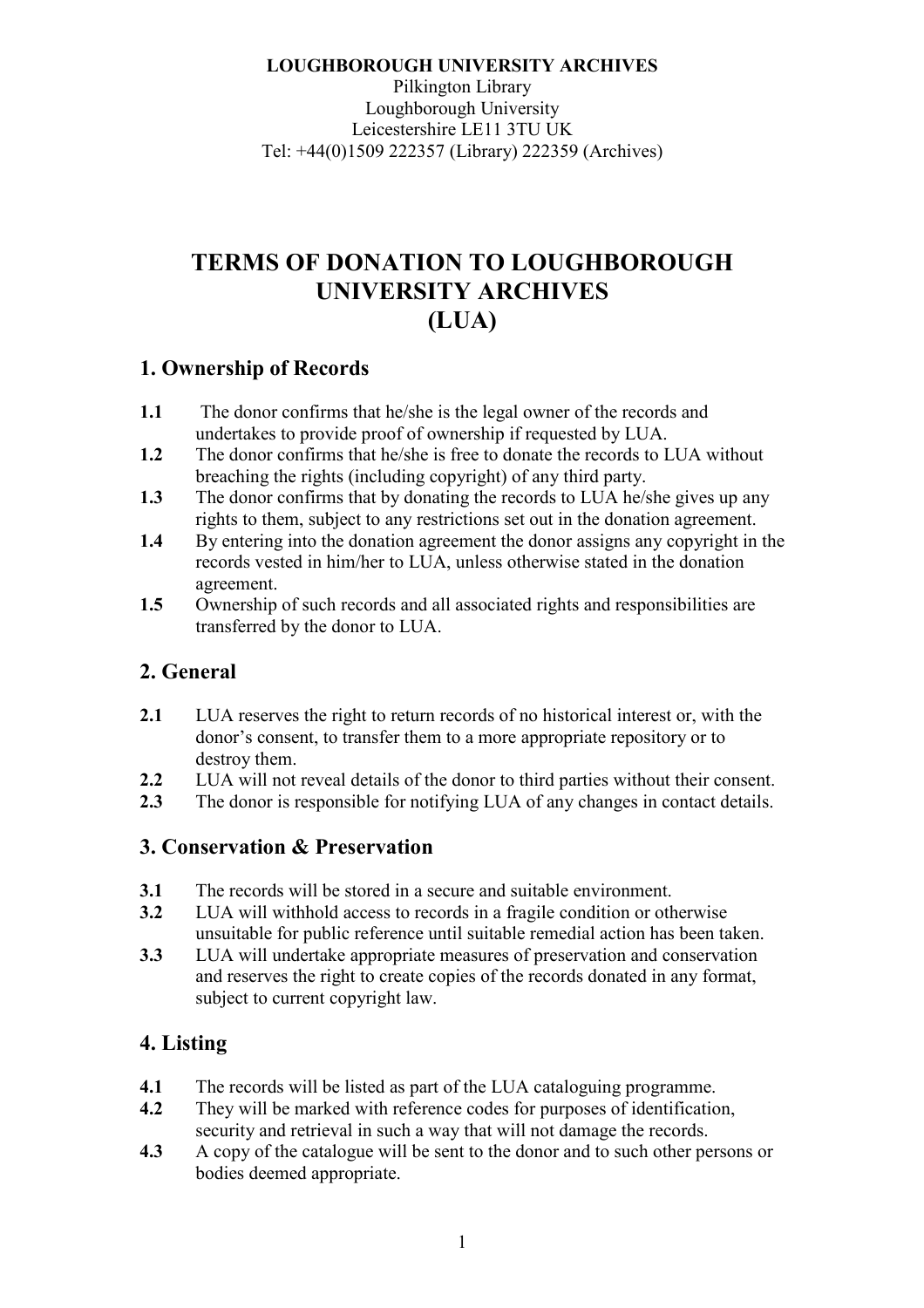**LOUGHBOROUGH UNIVERSITY ARCHIVES**
Pilkington Library
Loughborough University
Leicestershire LE11 3TU UK
Tel: +44(0)1509 222357 (Library) 222359 (Archives)

# TERMS OF DONATION TO LOUGHBOROUGH UNIVERSITY ARCHIVES (LUA)

## 1. Ownership of Records

**1.1** The donor confirms that he/she is the legal owner of the records and undertakes to provide proof of ownership if requested by LUA.

**1.2** The donor confirms that he/she is free to donate the records to LUA without breaching the rights (including copyright) of any third party.

**1.3** The donor confirms that by donating the records to LUA he/she gives up any rights to them, subject to any restrictions set out in the donation agreement.

**1.4** By entering into the donation agreement the donor assigns any copyright in the records vested in him/her to LUA, unless otherwise stated in the donation agreement.

**1.5** Ownership of such records and all associated rights and responsibilities are transferred by the donor to LUA.

## 2. General

**2.1** LUA reserves the right to return records of no historical interest or, with the donor's consent, to transfer them to a more appropriate repository or to destroy them.

**2.2** LUA will not reveal details of the donor to third parties without their consent.

**2.3** The donor is responsible for notifying LUA of any changes in contact details.

## 3. Conservation & Preservation

**3.1** The records will be stored in a secure and suitable environment.

**3.2** LUA will withhold access to records in a fragile condition or otherwise unsuitable for public reference until suitable remedial action has been taken.

**3.3** LUA will undertake appropriate measures of preservation and conservation and reserves the right to create copies of the records donated in any format, subject to current copyright law.

## 4. Listing

**4.1** The records will be listed as part of the LUA cataloguing programme.

**4.2** They will be marked with reference codes for purposes of identification, security and retrieval in such a way that will not damage the records.

**4.3** A copy of the catalogue will be sent to the donor and to such other persons or bodies deemed appropriate.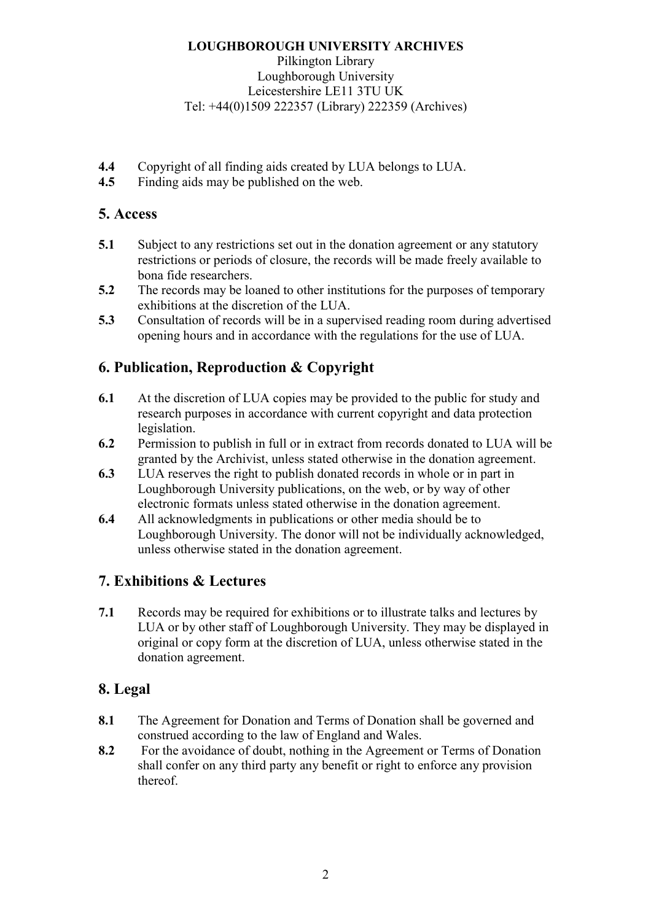**4.4** Copyright of all finding aids created by LUA belongs to LUA.
**4.5** Finding aids may be published on the web.

## 5. Access

**5.1** Subject to any restrictions set out in the donation agreement or any statutory restrictions or periods of closure, the records will be made freely available to bona fide researchers.
**5.2** The records may be loaned to other institutions for the purposes of temporary exhibitions at the discretion of the LUA.
**5.3** Consultation of records will be in a supervised reading room during advertised opening hours and in accordance with the regulations for the use of LUA.

## 6. Publication, Reproduction & Copyright

**6.1** At the discretion of LUA copies may be provided to the public for study and research purposes in accordance with current copyright and data protection legislation.
**6.2** Permission to publish in full or in extract from records donated to LUA will be granted by the Archivist, unless stated otherwise in the donation agreement.
**6.3** LUA reserves the right to publish donated records in whole or in part in Loughborough University publications, on the web, or by way of other electronic formats unless stated otherwise in the donation agreement.
**6.4** All acknowledgments in publications or other media should be to Loughborough University. The donor will not be individually acknowledged, unless otherwise stated in the donation agreement.

## 7. Exhibitions & Lectures

**7.1** Records may be required for exhibitions or to illustrate talks and lectures by LUA or by other staff of Loughborough University. They may be displayed in original or copy form at the discretion of LUA, unless otherwise stated in the donation agreement.

## 8. Legal

**8.1** The Agreement for Donation and Terms of Donation shall be governed and construed according to the law of England and Wales.
**8.2** For the avoidance of doubt, nothing in the Agreement or Terms of Donation shall confer on any third party any benefit or right to enforce any provision thereof.